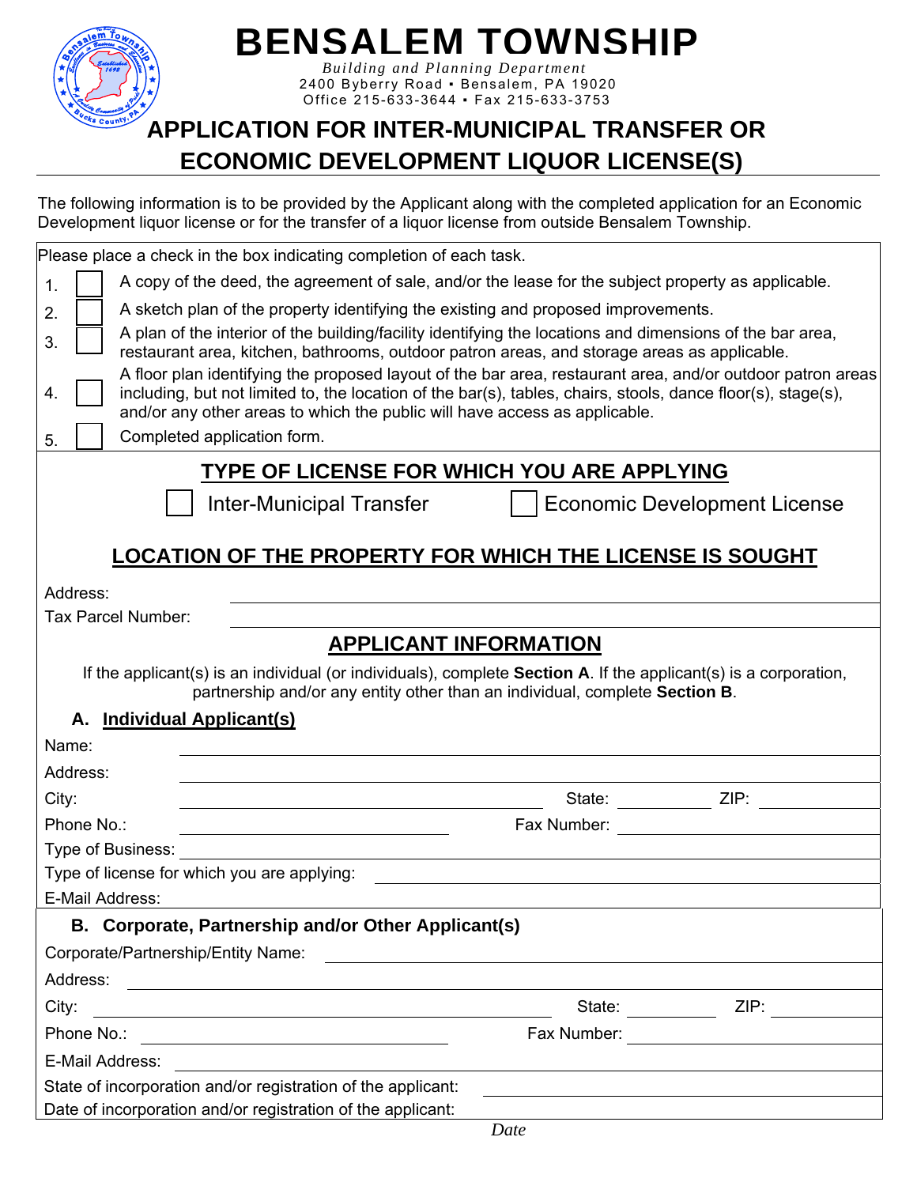# BENSALEM TOWNSHIP

*Building and Planning Department*
2400 Byberry Road ▪ Bensalem, PA 19020
Office 215-633-3644 ▪ Fax 215-633-3753

## APPLICATION FOR INTER-MUNICIPAL TRANSFER OR ECONOMIC DEVELOPMENT LIQUOR LICENSE(S)

The following information is to be provided by the Applicant along with the completed application for an Economic Development liquor license or for the transfer of a liquor license from outside Bensalem Township.

Please place a check in the box indicating completion of each task.

1. ☐ A copy of the deed, the agreement of sale, and/or the lease for the subject property as applicable.
2. ☐ A sketch plan of the property identifying the existing and proposed improvements.
3. ☐ A plan of the interior of the building/facility identifying the locations and dimensions of the bar area, restaurant area, kitchen, bathrooms, outdoor patron areas, and storage areas as applicable.
4. ☐ A floor plan identifying the proposed layout of the bar area, restaurant area, and/or outdoor patron areas including, but not limited to, the location of the bar(s), tables, chairs, stools, dance floor(s), stage(s), and/or any other areas to which the public will have access as applicable.
5. ☐ Completed application form.

### TYPE OF LICENSE FOR WHICH YOU ARE APPLYING

☐ Inter-Municipal Transfer ☐ Economic Development License

### LOCATION OF THE PROPERTY FOR WHICH THE LICENSE IS SOUGHT

Address: ______________________________

Tax Parcel Number: ______________________________

### APPLICANT INFORMATION

If the applicant(s) is an individual (or individuals), complete **Section A**. If the applicant(s) is a corporation, partnership and/or any entity other than an individual, complete **Section B**.

**A. Individual Applicant(s)**

Name: ______________________________

Address: ______________________________

City: ______________________________ State: __________ ZIP: __________

Phone No.: ______________________________ Fax Number: ______________________________

Type of Business: ______________________________

Type of license for which you are applying: ______________________________

E-Mail Address: ______________________________

**B. Corporate, Partnership and/or Other Applicant(s)**

Corporate/Partnership/Entity Name: ______________________________

Address: ______________________________

City: ______________________________ State: __________ ZIP: __________

Phone No.: ______________________________ Fax Number: ______________________________

E-Mail Address: ______________________________

State of incorporation and/or registration of the applicant: ______________________________

Date of incorporation and/or registration of the applicant: ______________________________

*Date*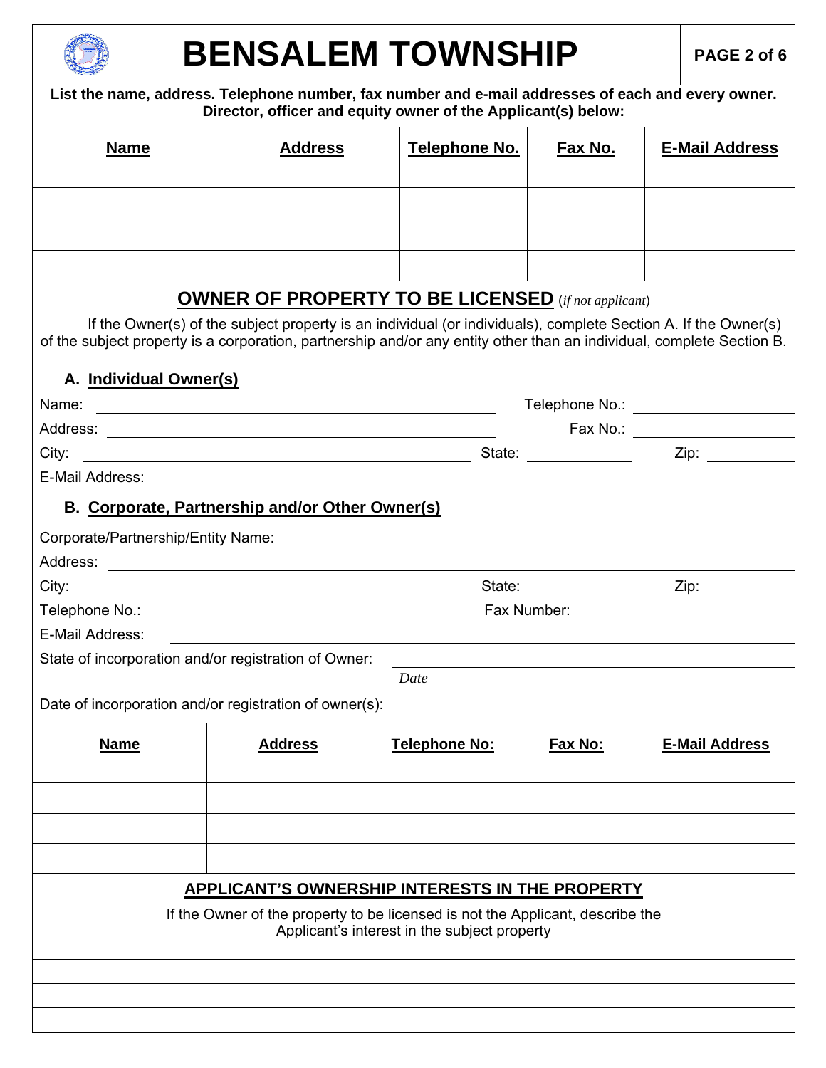# BENSALEM TOWNSHIP

**List the name, address. Telephone number, fax number and e-mail addresses of each and every owner. Director, officer and equity owner of the Applicant(s) below:**

| Name | Address | Telephone No. | Fax No. | E-Mail Address |
|---|---|---|---|---|
| | | | | |
| | | | | |
| | | | | |

## OWNER OF PROPERTY TO BE LICENSED (*if not applicant*)

If the Owner(s) of the subject property is an individual (or individuals), complete Section A. If the Owner(s) of the subject property is a corporation, partnership and/or any entity other than an individual, complete Section B.

### A. Individual Owner(s)

Name: ______________________ Telephone No.: ______________

Address: ______________________ Fax No.: ______________

City: ______________________ State: __________ Zip: __________

E-Mail Address:

### B. Corporate, Partnership and/or Other Owner(s)

Corporate/Partnership/Entity Name: ______________________

Address: ______________________

City: ______________________ State: __________ Zip: __________

Telephone No.: ______________________ Fax Number: ______________

E-Mail Address: ______________________

State of incorporation and/or registration of Owner: ______________________

*Date*

Date of incorporation and/or registration of owner(s):

| Name | Address | Telephone No: | Fax No: | E-Mail Address |
|---|---|---|---|---|
| | | | | |
| | | | | |
| | | | | |
| | | | | |

## APPLICANT'S OWNERSHIP INTERESTS IN THE PROPERTY

If the Owner of the property to be licensed is not the Applicant, describe the Applicant's interest in the subject property

______________________

______________________

______________________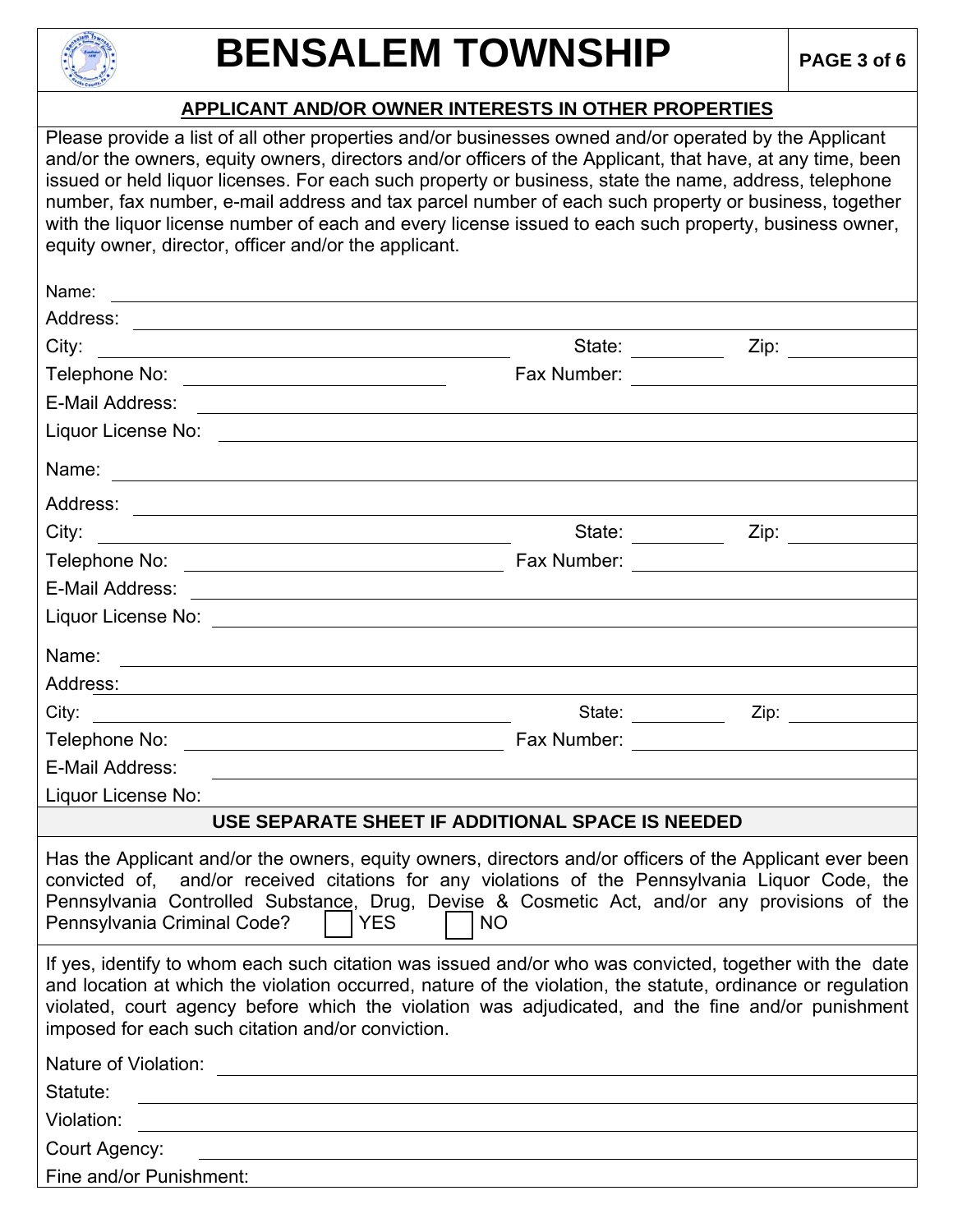# BENSALEM TOWNSHIP

## APPLICANT AND/OR OWNER INTERESTS IN OTHER PROPERTIES

Please provide a list of all other properties and/or businesses owned and/or operated by the Applicant and/or the owners, equity owners, directors and/or officers of the Applicant, that have, at any time, been issued or held liquor licenses. For each such property or business, state the name, address, telephone number, fax number, e-mail address and tax parcel number of each such property or business, together with the liquor license number of each and every license issued to each such property, business owner, equity owner, director, officer and/or the applicant.

Name: ______________________________

Address: ______________________________

City: ______________________ State: __________ Zip: __________

Telephone No: ______________________ Fax Number: ______________________

E-Mail Address: ______________________________

Liquor License No: ______________________________

Name: ______________________________

Address: ______________________________

City: ______________________ State: __________ Zip: __________

Telephone No: ______________________ Fax Number: ______________________

E-Mail Address: ______________________________

Liquor License No: ______________________________

Name: ______________________________

Address: ______________________________

City: ______________________ State: __________ Zip: __________

Telephone No: ______________________ Fax Number: ______________________

E-Mail Address: ______________________________

Liquor License No: ______________________________

**USE SEPARATE SHEET IF ADDITIONAL SPACE IS NEEDED**

Has the Applicant and/or the owners, equity owners, directors and/or officers of the Applicant ever been convicted of, and/or received citations for any violations of the Pennsylvania Liquor Code, the Pennsylvania Controlled Substance, Drug, Devise & Cosmetic Act, and/or any provisions of the Pennsylvania Criminal Code? ☐ YES ☐ NO

If yes, identify to whom each such citation was issued and/or who was convicted, together with the date and location at which the violation occurred, nature of the violation, the statute, ordinance or regulation violated, court agency before which the violation was adjudicated, and the fine and/or punishment imposed for each such citation and/or conviction.

Nature of Violation: ______________________________

Statute: ______________________________

Violation: ______________________________

Court Agency: ______________________________

Fine and/or Punishment: ______________________________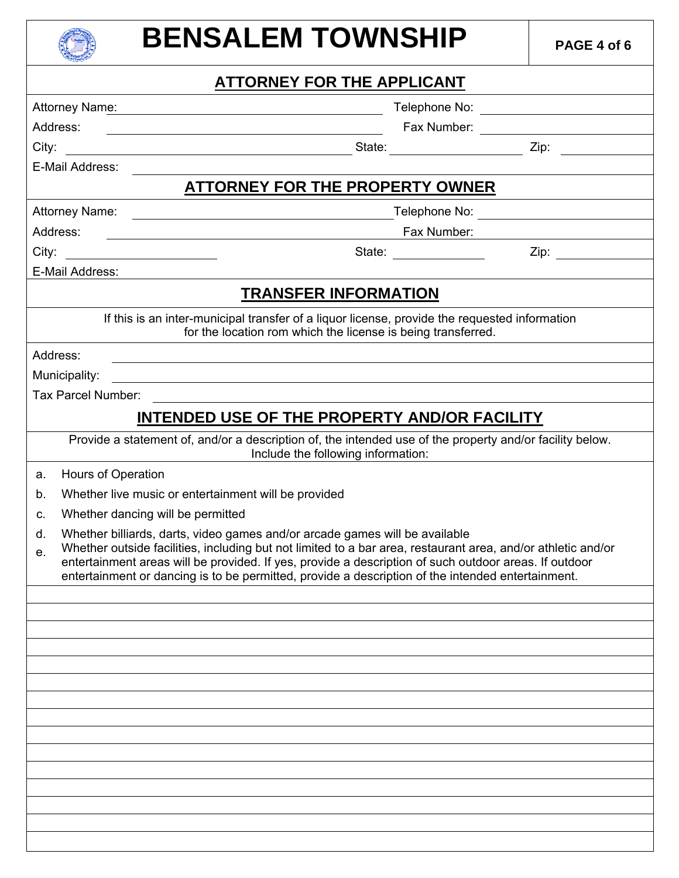# BENSALEM TOWNSHIP

## ATTORNEY FOR THE APPLICANT

Attorney Name: ______________________ Telephone No: ______________________

Address: ______________________ Fax Number: ______________________

City: ______________________ State: ______________________ Zip: ______________________

E-Mail Address: ______________________

## ATTORNEY FOR THE PROPERTY OWNER

Attorney Name: ______________________ Telephone No: ______________________

Address: ______________________ Fax Number: ______________________

City: ______________________ State: ______________________ Zip: ______________________

E-Mail Address: ______________________

## TRANSFER INFORMATION

If this is an inter-municipal transfer of a liquor license, provide the requested information for the location rom which the license is being transferred.

Address: ______________________

Municipality: ______________________

Tax Parcel Number: ______________________

## INTENDED USE OF THE PROPERTY AND/OR FACILITY

Provide a statement of, and/or a description of, the intended use of the property and/or facility below. Include the following information:

a. Hours of Operation

b. Whether live music or entertainment will be provided

c. Whether dancing will be permitted

d. Whether billiards, darts, video games and/or arcade games will be available

e. Whether outside facilities, including but not limited to a bar area, restaurant area, and/or athletic and/or entertainment areas will be provided. If yes, provide a description of such outdoor areas. If outdoor entertainment or dancing is to be permitted, provide a description of the intended entertainment.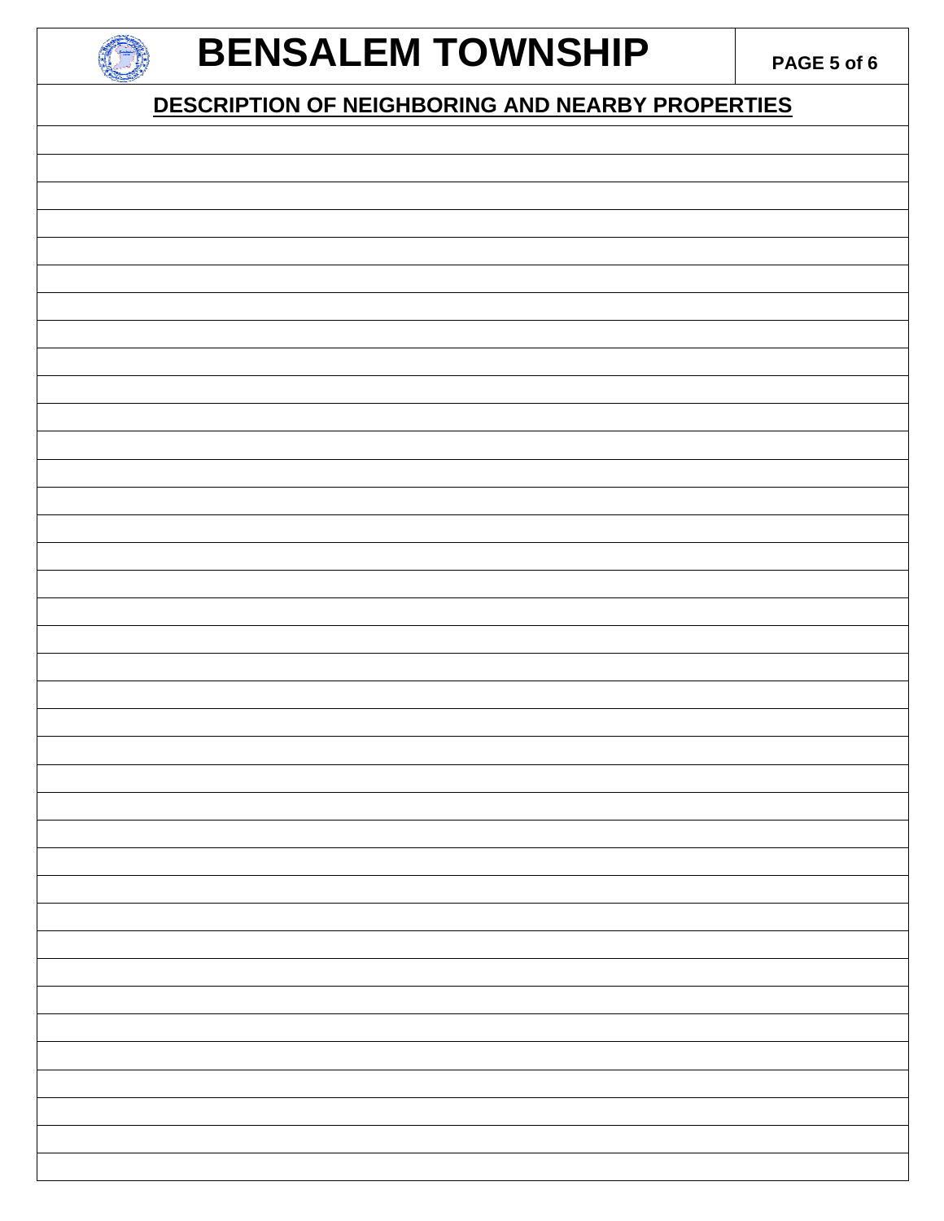# BENSALEM TOWNSHIP

## DESCRIPTION OF NEIGHBORING AND NEARBY PROPERTIES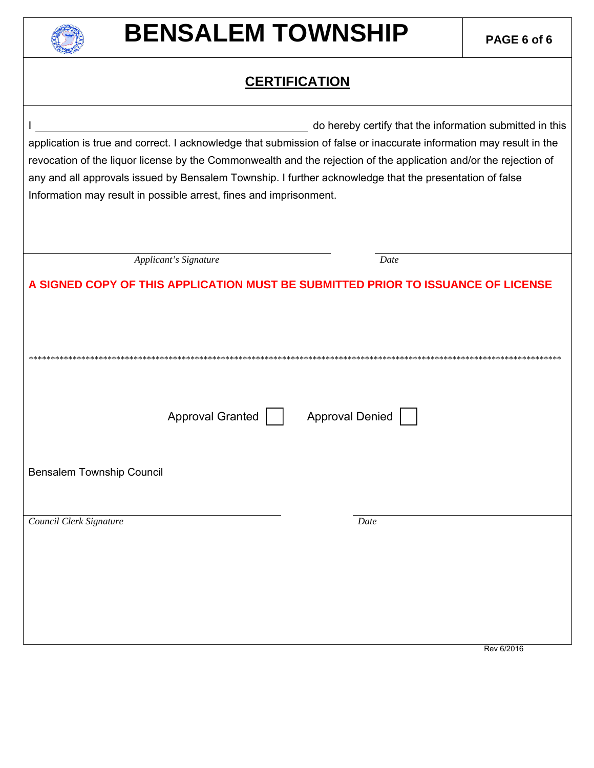## CERTIFICATION

I ______________________________ do hereby certify that the information submitted in this application is true and correct. I acknowledge that submission of false or inaccurate information may result in the revocation of the liquor license by the Commonwealth and the rejection of the application and/or the rejection of any and all approvals issued by Bensalem Township. I further acknowledge that the presentation of false Information may result in possible arrest, fines and imprisonment.

______________________________ ______________________________

*Applicant's Signature* *Date*

**A SIGNED COPY OF THIS APPLICATION MUST BE SUBMITTED PRIOR TO ISSUANCE OF LICENSE**

****************************************************************************************************************************

Approval Granted ☐ Approval Denied ☐

Bensalem Township Council

______________________________ ______________________________

*Council Clerk Signature* *Date*

Rev 6/2016